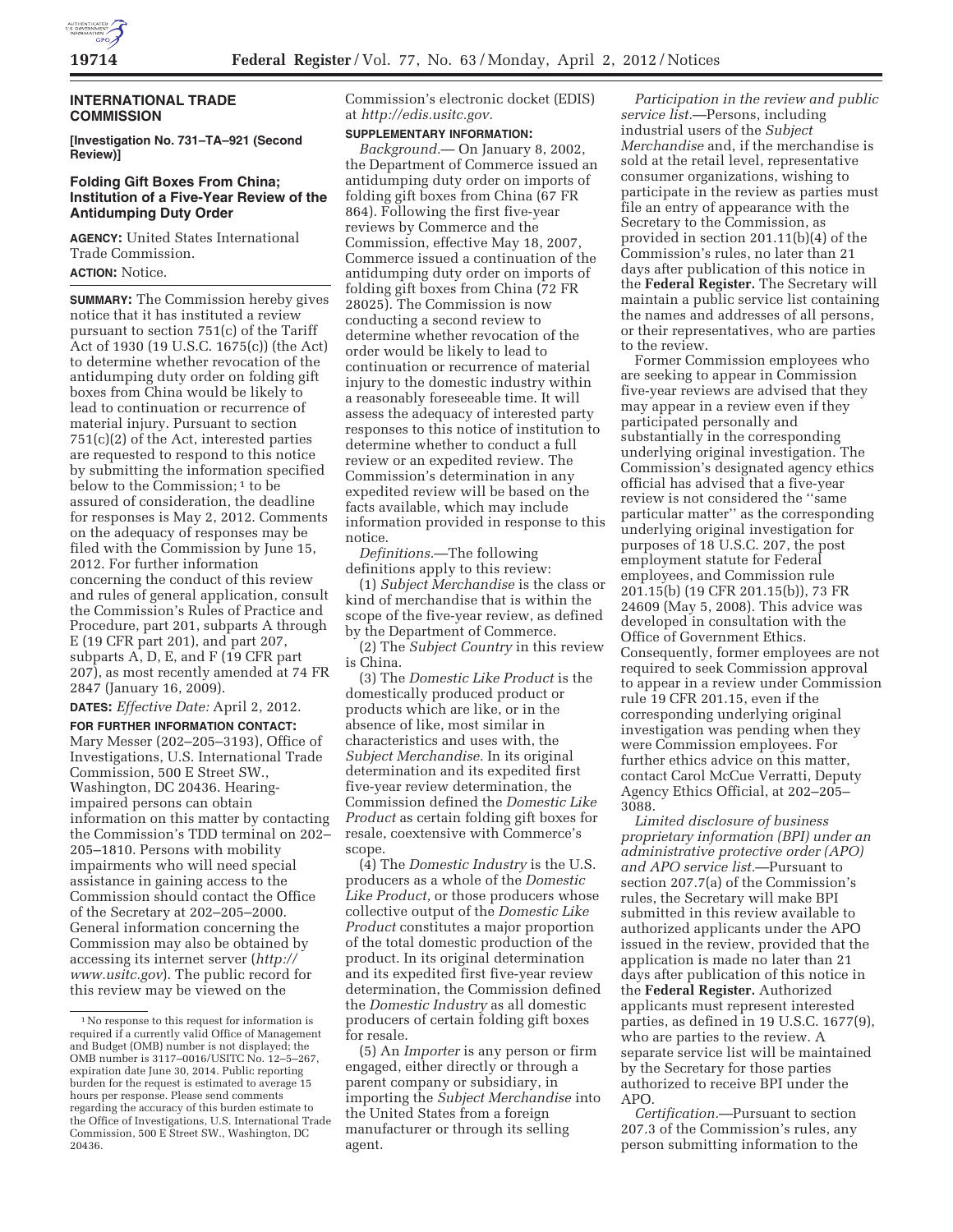## INTERNATIONAL TRADE COMMISSION

**[Investigation No. 731–TA–921 (Second Review)]**

### Folding Gift Boxes From China; Institution of a Five-Year Review of the Antidumping Duty Order

**AGENCY:** United States International Trade Commission.

**ACTION:** Notice.

**SUMMARY:** The Commission hereby gives notice that it has instituted a review pursuant to section 751(c) of the Tariff Act of 1930 (19 U.S.C. 1675(c)) (the Act) to determine whether revocation of the antidumping duty order on folding gift boxes from China would be likely to lead to continuation or recurrence of material injury. Pursuant to section 751(c)(2) of the Act, interested parties are requested to respond to this notice by submitting the information specified below to the Commission; [1] to be assured of consideration, the deadline for responses is May 2, 2012. Comments on the adequacy of responses may be filed with the Commission by June 15, 2012. For further information concerning the conduct of this review and rules of general application, consult the Commission's Rules of Practice and Procedure, part 201, subparts A through E (19 CFR part 201), and part 207, subparts A, D, E, and F (19 CFR part 207), as most recently amended at 74 FR 2847 (January 16, 2009).

**DATES:** *Effective Date:* April 2, 2012.

**FOR FURTHER INFORMATION CONTACT:** Mary Messer (202–205–3193), Office of Investigations, U.S. International Trade Commission, 500 E Street SW., Washington, DC 20436. Hearing-impaired persons can obtain information on this matter by contacting the Commission's TDD terminal on 202–205–1810. Persons with mobility impairments who will need special assistance in gaining access to the Commission should contact the Office of the Secretary at 202–205–2000. General information concerning the Commission may also be obtained by accessing its internet server (*http://www.usitc.gov*). The public record for this review may be viewed on the Commission's electronic docket (EDIS) at *http://edis.usitc.gov.*

**SUPPLEMENTARY INFORMATION:**

*Background.*— On January 8, 2002, the Department of Commerce issued an antidumping duty order on imports of folding gift boxes from China (67 FR 864). Following the first five-year reviews by Commerce and the Commission, effective May 18, 2007, Commerce issued a continuation of the antidumping duty order on imports of folding gift boxes from China (72 FR 28025). The Commission is now conducting a second review to determine whether revocation of the order would be likely to lead to continuation or recurrence of material injury to the domestic industry within a reasonably foreseeable time. It will assess the adequacy of interested party responses to this notice of institution to determine whether to conduct a full review or an expedited review. The Commission's determination in any expedited review will be based on the facts available, which may include information provided in response to this notice.

*Definitions.*—The following definitions apply to this review:

(1) *Subject Merchandise* is the class or kind of merchandise that is within the scope of the five-year review, as defined by the Department of Commerce.

(2) The *Subject Country* in this review is China.

(3) The *Domestic Like Product* is the domestically produced product or products which are like, or in the absence of like, most similar in characteristics and uses with, the *Subject Merchandise.* In its original determination and its expedited first five-year review determination, the Commission defined the *Domestic Like Product* as certain folding gift boxes for resale, coextensive with Commerce's scope.

(4) The *Domestic Industry* is the U.S. producers as a whole of the *Domestic Like Product,* or those producers whose collective output of the *Domestic Like Product* constitutes a major proportion of the total domestic production of the product. In its original determination and its expedited first five-year review determination, the Commission defined the *Domestic Industry* as all domestic producers of certain folding gift boxes for resale.

(5) An *Importer* is any person or firm engaged, either directly or through a parent company or subsidiary, in importing the *Subject Merchandise* into the United States from a foreign manufacturer or through its selling agent.

*Participation in the review and public service list.*—Persons, including industrial users of the *Subject Merchandise* and, if the merchandise is sold at the retail level, representative consumer organizations, wishing to participate in the review as parties must file an entry of appearance with the Secretary to the Commission, as provided in section 201.11(b)(4) of the Commission's rules, no later than 21 days after publication of this notice in the **Federal Register.** The Secretary will maintain a public service list containing the names and addresses of all persons, or their representatives, who are parties to the review.

Former Commission employees who are seeking to appear in Commission five-year reviews are advised that they may appear in a review even if they participated personally and substantially in the corresponding underlying original investigation. The Commission's designated agency ethics official has advised that a five-year review is not considered the "same particular matter" as the corresponding underlying original investigation for purposes of 18 U.S.C. 207, the post employment statute for Federal employees, and Commission rule 201.15(b) (19 CFR 201.15(b)), 73 FR 24609 (May 5, 2008). This advice was developed in consultation with the Office of Government Ethics. Consequently, former employees are not required to seek Commission approval to appear in a review under Commission rule 19 CFR 201.15, even if the corresponding underlying original investigation was pending when they were Commission employees. For further ethics advice on this matter, contact Carol McCue Verratti, Deputy Agency Ethics Official, at 202–205–3088.

*Limited disclosure of business proprietary information (BPI) under an administrative protective order (APO) and APO service list.*—Pursuant to section 207.7(a) of the Commission's rules, the Secretary will make BPI submitted in this review available to authorized applicants under the APO issued in the review, provided that the application is made no later than 21 days after publication of this notice in the **Federal Register.** Authorized applicants must represent interested parties, as defined in 19 U.S.C. 1677(9), who are parties to the review. A separate service list will be maintained by the Secretary for those parties authorized to receive BPI under the APO.

*Certification.*—Pursuant to section 207.3 of the Commission's rules, any person submitting information to the

[1] No response to this request for information is required if a currently valid Office of Management and Budget (OMB) number is not displayed; the OMB number is 3117–0016/USITC No. 12–5–267, expiration date June 30, 2014. Public reporting burden for the request is estimated to average 15 hours per response. Please send comments regarding the accuracy of this burden estimate to the Office of Investigations, U.S. International Trade Commission, 500 E Street SW., Washington, DC 20436.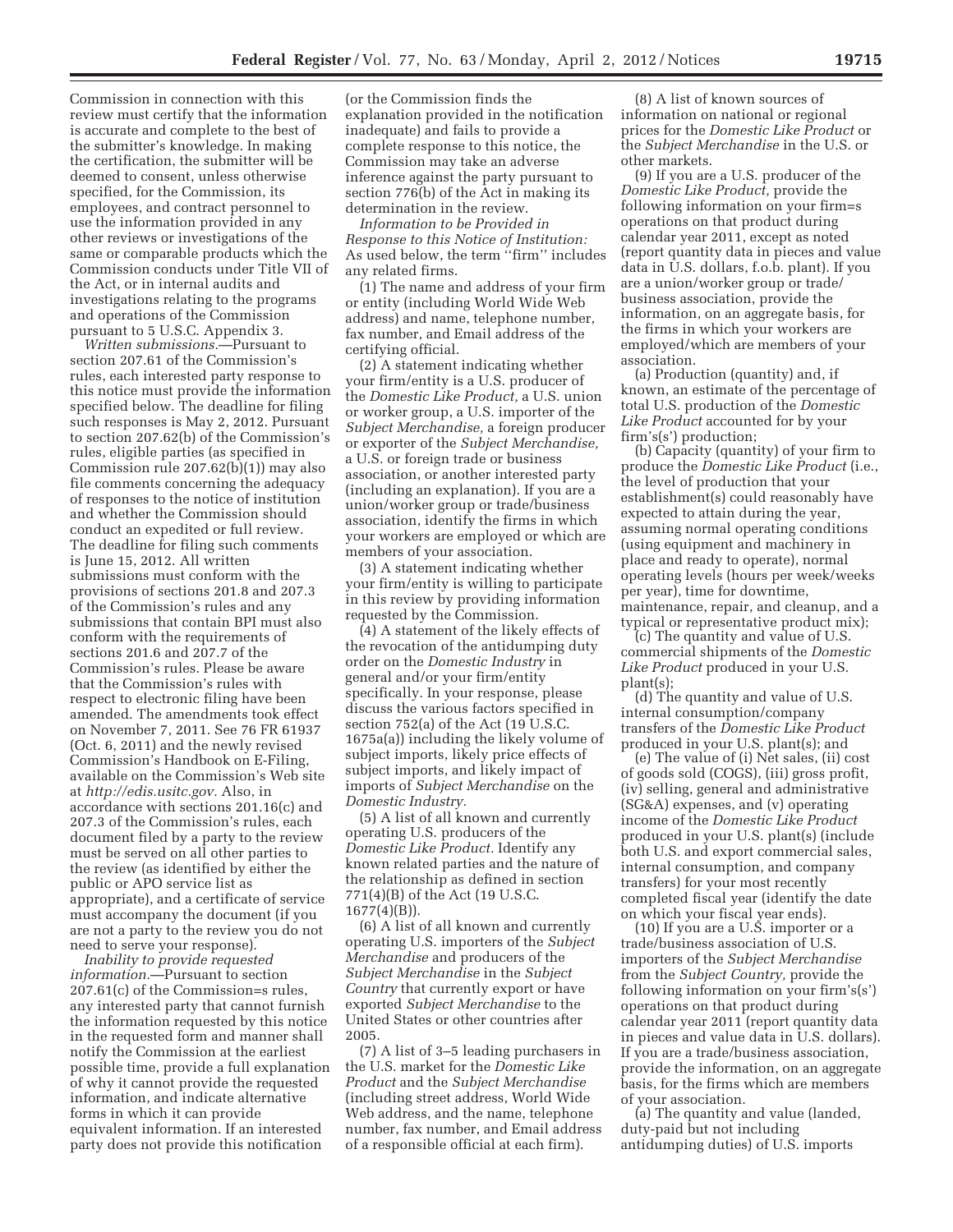Commission in connection with this review must certify that the information is accurate and complete to the best of the submitter's knowledge. In making the certification, the submitter will be deemed to consent, unless otherwise specified, for the Commission, its employees, and contract personnel to use the information provided in any other reviews or investigations of the same or comparable products which the Commission conducts under Title VII of the Act, or in internal audits and investigations relating to the programs and operations of the Commission pursuant to 5 U.S.C. Appendix 3.

*Written submissions.*—Pursuant to section 207.61 of the Commission's rules, each interested party response to this notice must provide the information specified below. The deadline for filing such responses is May 2, 2012. Pursuant to section 207.62(b) of the Commission's rules, eligible parties (as specified in Commission rule 207.62(b)(1)) may also file comments concerning the adequacy of responses to the notice of institution and whether the Commission should conduct an expedited or full review. The deadline for filing such comments is June 15, 2012. All written submissions must conform with the provisions of sections 201.8 and 207.3 of the Commission's rules and any submissions that contain BPI must also conform with the requirements of sections 201.6 and 207.7 of the Commission's rules. Please be aware that the Commission's rules with respect to electronic filing have been amended. The amendments took effect on November 7, 2011. See 76 FR 61937 (Oct. 6, 2011) and the newly revised Commission's Handbook on E-Filing, available on the Commission's Web site at *http://edis.usitc.gov.* Also, in accordance with sections 201.16(c) and 207.3 of the Commission's rules, each document filed by a party to the review must be served on all other parties to the review (as identified by either the public or APO service list as appropriate), and a certificate of service must accompany the document (if you are not a party to the review you do not need to serve your response).

*Inability to provide requested information.*—Pursuant to section 207.61(c) of the Commission=s rules, any interested party that cannot furnish the information requested by this notice in the requested form and manner shall notify the Commission at the earliest possible time, provide a full explanation of why it cannot provide the requested information, and indicate alternative forms in which it can provide equivalent information. If an interested party does not provide this notification (or the Commission finds the explanation provided in the notification inadequate) and fails to provide a complete response to this notice, the Commission may take an adverse inference against the party pursuant to section 776(b) of the Act in making its determination in the review.

*Information to be Provided in Response to this Notice of Institution:* As used below, the term ''firm'' includes any related firms.

(1) The name and address of your firm or entity (including World Wide Web address) and name, telephone number, fax number, and Email address of the certifying official.

(2) A statement indicating whether your firm/entity is a U.S. producer of the *Domestic Like Product,* a U.S. union or worker group, a U.S. importer of the *Subject Merchandise,* a foreign producer or exporter of the *Subject Merchandise,* a U.S. or foreign trade or business association, or another interested party (including an explanation). If you are a union/worker group or trade/business association, identify the firms in which your workers are employed or which are members of your association.

(3) A statement indicating whether your firm/entity is willing to participate in this review by providing information requested by the Commission.

(4) A statement of the likely effects of the revocation of the antidumping duty order on the *Domestic Industry* in general and/or your firm/entity specifically. In your response, please discuss the various factors specified in section 752(a) of the Act (19 U.S.C. 1675a(a)) including the likely volume of subject imports, likely price effects of subject imports, and likely impact of imports of *Subject Merchandise* on the *Domestic Industry.*

(5) A list of all known and currently operating U.S. producers of the *Domestic Like Product.* Identify any known related parties and the nature of the relationship as defined in section 771(4)(B) of the Act (19 U.S.C. 1677(4)(B)).

(6) A list of all known and currently operating U.S. importers of the *Subject Merchandise* and producers of the *Subject Merchandise* in the *Subject Country* that currently export or have exported *Subject Merchandise* to the United States or other countries after 2005.

(7) A list of 3–5 leading purchasers in the U.S. market for the *Domestic Like Product* and the *Subject Merchandise* (including street address, World Wide Web address, and the name, telephone number, fax number, and Email address of a responsible official at each firm).

(8) A list of known sources of information on national or regional prices for the *Domestic Like Product* or the *Subject Merchandise* in the U.S. or other markets.

(9) If you are a U.S. producer of the *Domestic Like Product,* provide the following information on your firm=s operations on that product during calendar year 2011, except as noted (report quantity data in pieces and value data in U.S. dollars, f.o.b. plant). If you are a union/worker group or trade/business association, provide the information, on an aggregate basis, for the firms in which your workers are employed/which are members of your association.

(a) Production (quantity) and, if known, an estimate of the percentage of total U.S. production of the *Domestic Like Product* accounted for by your firm's(s') production;

(b) Capacity (quantity) of your firm to produce the *Domestic Like Product* (i.e., the level of production that your establishment(s) could reasonably have expected to attain during the year, assuming normal operating conditions (using equipment and machinery in place and ready to operate), normal operating levels (hours per week/weeks per year), time for downtime, maintenance, repair, and cleanup, and a typical or representative product mix);

(c) The quantity and value of U.S. commercial shipments of the *Domestic Like Product* produced in your U.S. plant(s);

(d) The quantity and value of U.S. internal consumption/company transfers of the *Domestic Like Product* produced in your U.S. plant(s); and

(e) The value of (i) Net sales, (ii) cost of goods sold (COGS), (iii) gross profit, (iv) selling, general and administrative (SG&A) expenses, and (v) operating income of the *Domestic Like Product* produced in your U.S. plant(s) (include both U.S. and export commercial sales, internal consumption, and company transfers) for your most recently completed fiscal year (identify the date on which your fiscal year ends).

(10) If you are a U.S. importer or a trade/business association of U.S. importers of the *Subject Merchandise* from the *Subject Country,* provide the following information on your firm's(s') operations on that product during calendar year 2011 (report quantity data in pieces and value data in U.S. dollars). If you are a trade/business association, provide the information, on an aggregate basis, for the firms which are members of your association.

(a) The quantity and value (landed, duty-paid but not including antidumping duties) of U.S. imports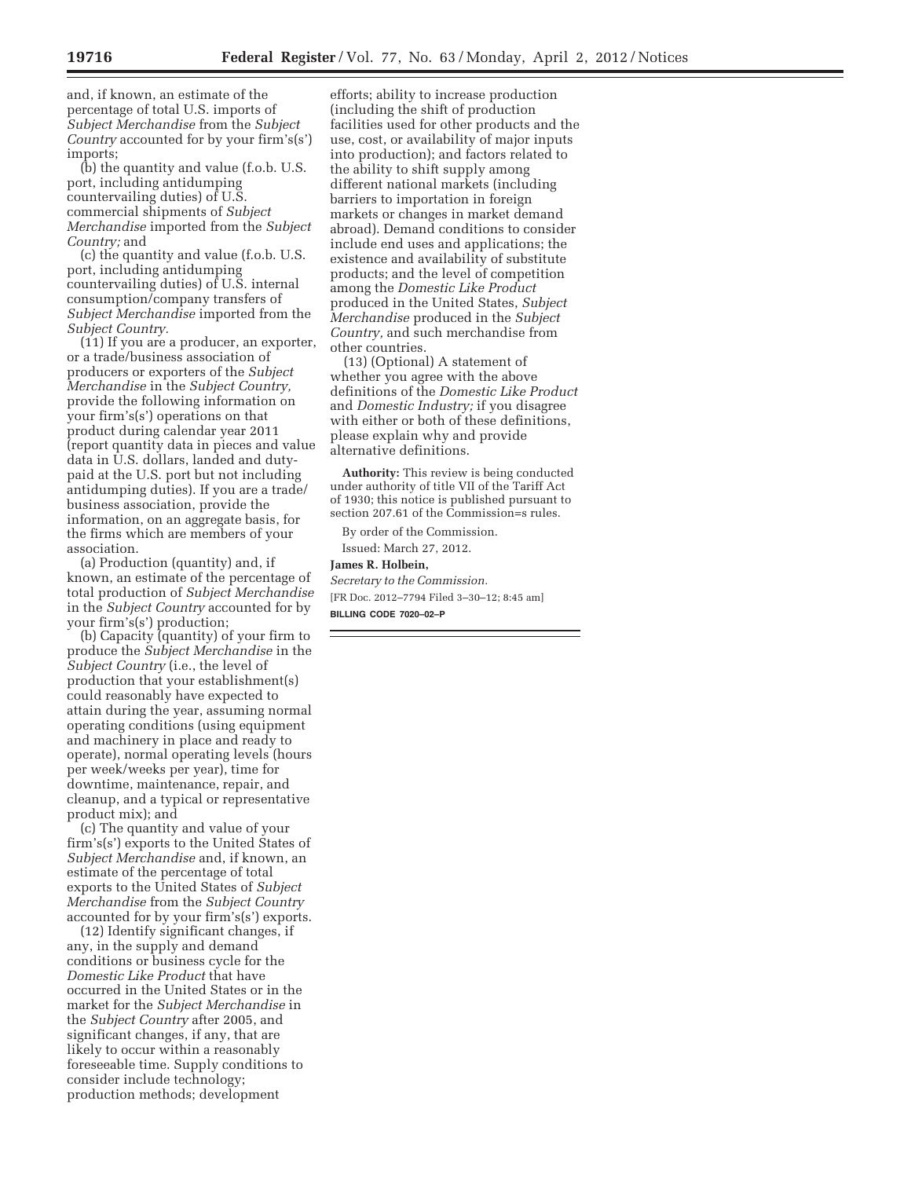and, if known, an estimate of the percentage of total U.S. imports of *Subject Merchandise* from the *Subject Country* accounted for by your firm's(s') imports;

(b) the quantity and value (f.o.b. U.S. port, including antidumping countervailing duties) of U.S. commercial shipments of *Subject Merchandise* imported from the *Subject Country;* and

(c) the quantity and value (f.o.b. U.S. port, including antidumping countervailing duties) of U.S. internal consumption/company transfers of *Subject Merchandise* imported from the *Subject Country.*

(11) If you are a producer, an exporter, or a trade/business association of producers or exporters of the *Subject Merchandise* in the *Subject Country,* provide the following information on your firm's(s') operations on that product during calendar year 2011 (report quantity data in pieces and value data in U.S. dollars, landed and duty-paid at the U.S. port but not including antidumping duties). If you are a trade/business association, provide the information, on an aggregate basis, for the firms which are members of your association.

(a) Production (quantity) and, if known, an estimate of the percentage of total production of *Subject Merchandise* in the *Subject Country* accounted for by your firm's(s') production;

(b) Capacity (quantity) of your firm to produce the *Subject Merchandise* in the *Subject Country* (i.e., the level of production that your establishment(s) could reasonably have expected to attain during the year, assuming normal operating conditions (using equipment and machinery in place and ready to operate), normal operating levels (hours per week/weeks per year), time for downtime, maintenance, repair, and cleanup, and a typical or representative product mix); and

(c) The quantity and value of your firm's(s') exports to the United States of *Subject Merchandise* and, if known, an estimate of the percentage of total exports to the United States of *Subject Merchandise* from the *Subject Country* accounted for by your firm's(s') exports.

(12) Identify significant changes, if any, in the supply and demand conditions or business cycle for the *Domestic Like Product* that have occurred in the United States or in the market for the *Subject Merchandise* in the *Subject Country* after 2005, and significant changes, if any, that are likely to occur within a reasonably foreseeable time. Supply conditions to consider include technology; production methods; development efforts; ability to increase production (including the shift of production facilities used for other products and the use, cost, or availability of major inputs into production); and factors related to the ability to shift supply among different national markets (including barriers to importation in foreign markets or changes in market demand abroad). Demand conditions to consider include end uses and applications; the existence and availability of substitute products; and the level of competition among the *Domestic Like Product* produced in the United States, *Subject Merchandise* produced in the *Subject Country,* and such merchandise from other countries.

(13) (Optional) A statement of whether you agree with the above definitions of the *Domestic Like Product* and *Domestic Industry;* if you disagree with either or both of these definitions, please explain why and provide alternative definitions.

**Authority:** This review is being conducted under authority of title VII of the Tariff Act of 1930; this notice is published pursuant to section 207.61 of the Commission=s rules.

By order of the Commission.

Issued: March 27, 2012.

**James R. Holbein,**

*Secretary to the Commission.*

[FR Doc. 2012–7794 Filed 3–30–12; 8:45 am]

**BILLING CODE 7020–02–P**